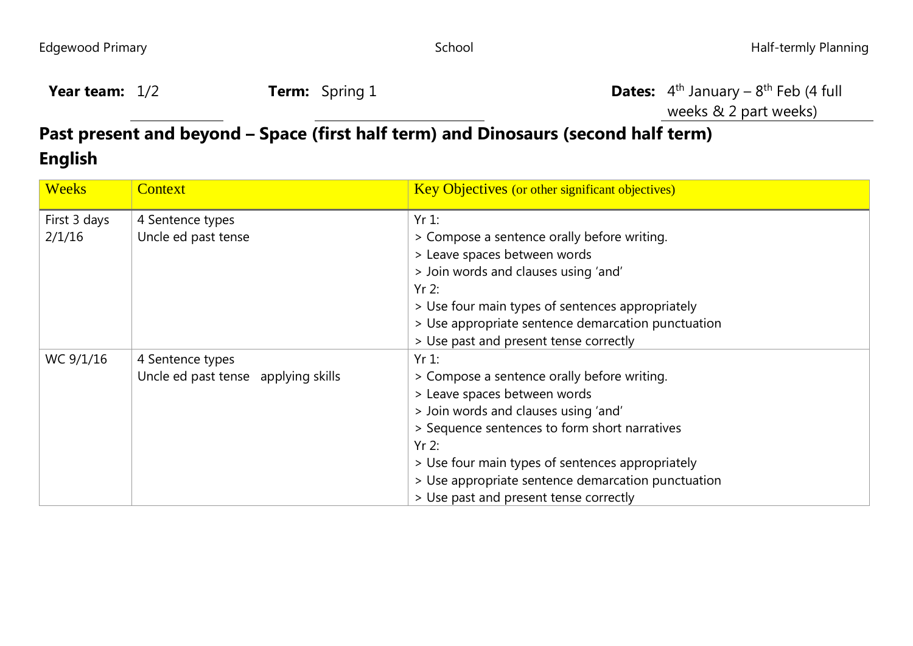Edgewood Primary School Half-termly Planning

**Year team:** 1/2 **Term:** Spring 1 **Dates:** 4th January – 8th Feb (4 full weeks & 2 part weeks)

## Past present and beyond – Space (first half term) and Dinosaurs (second half term)

## English

| Weeks | Context | Key Objectives (or other significant objectives) |
| --- | --- | --- |
| First 3 days 2/1/16 | 4 Sentence types<br>Uncle ed past tense | Yr 1:<br>> Compose a sentence orally before writing.<br>> Leave spaces between words<br>> Join words and clauses using 'and'<br>Yr 2:<br>> Use four main types of sentences appropriately<br>> Use appropriate sentence demarcation punctuation<br>> Use past and present tense correctly |
| WC 9/1/16 | 4 Sentence types<br>Uncle ed past tense applying skills | Yr 1:<br>> Compose a sentence orally before writing.<br>> Leave spaces between words<br>> Join words and clauses using 'and'<br>> Sequence sentences to form short narratives<br>Yr 2:<br>> Use four main types of sentences appropriately<br>> Use appropriate sentence demarcation punctuation<br>> Use past and present tense correctly |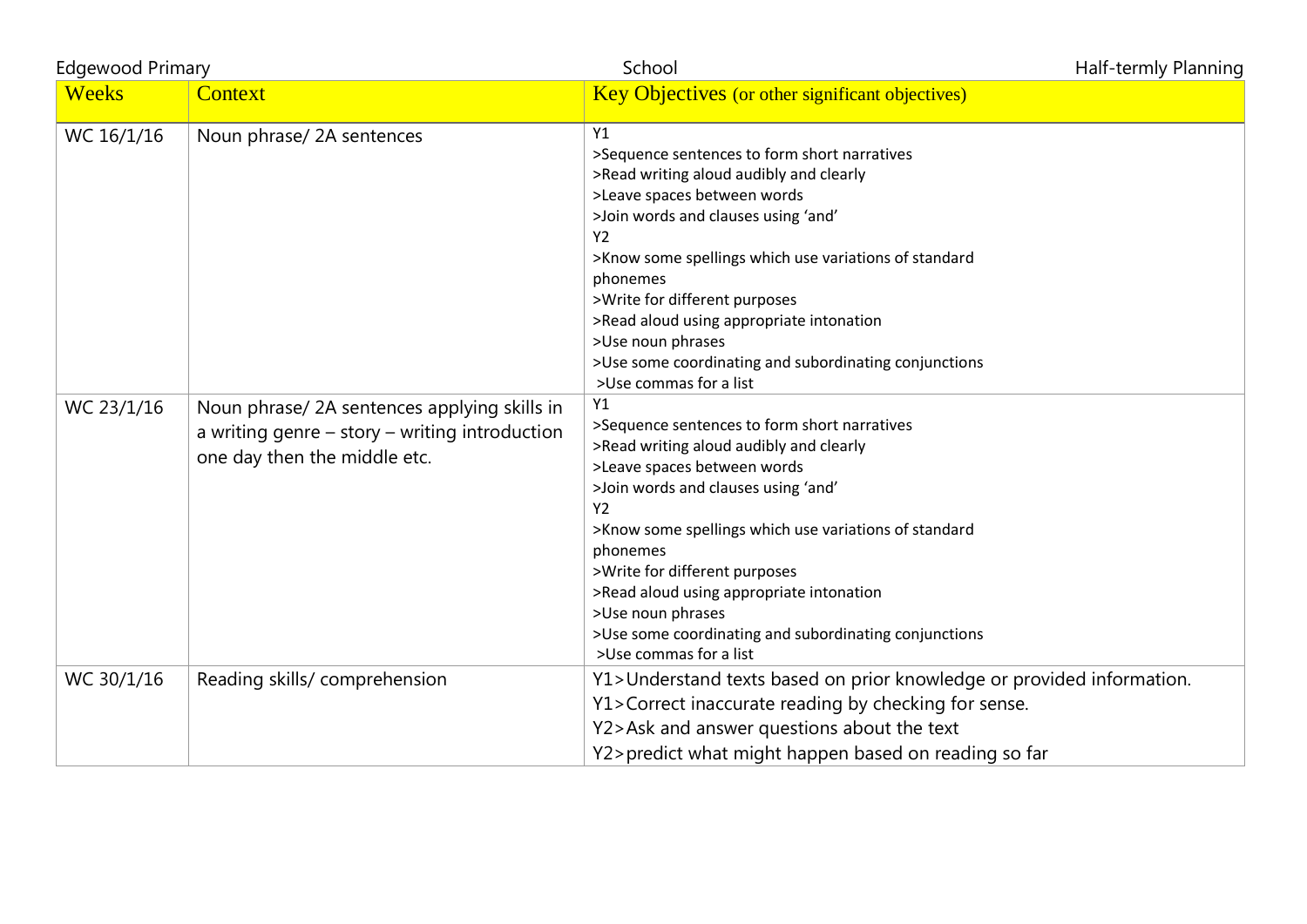Edgewood Primary School Half-termly Planning

| Weeks | Context | Key Objectives (or other significant objectives) |
| --- | --- | --- |
| WC 16/1/16 | Noun phrase/ 2A sentences | Y1<br>>Sequence sentences to form short narratives<br>>Read writing aloud audibly and clearly<br>>Leave spaces between words<br>>Join words and clauses using 'and'<br>Y2<br>>Know some spellings which use variations of standard phonemes<br>>Write for different purposes<br>>Read aloud using appropriate intonation<br>>Use noun phrases<br>>Use some coordinating and subordinating conjunctions<br>>Use commas for a list |
| WC 23/1/16 | Noun phrase/ 2A sentences applying skills in a writing genre – story – writing introduction one day then the middle etc. | Y1<br>>Sequence sentences to form short narratives<br>>Read writing aloud audibly and clearly<br>>Leave spaces between words<br>>Join words and clauses using 'and'<br>Y2<br>>Know some spellings which use variations of standard phonemes<br>>Write for different purposes<br>>Read aloud using appropriate intonation<br>>Use noun phrases<br>>Use some coordinating and subordinating conjunctions<br>>Use commas for a list |
| WC 30/1/16 | Reading skills/ comprehension | Y1>Understand texts based on prior knowledge or provided information.<br>Y1>Correct inaccurate reading by checking for sense.<br>Y2>Ask and answer questions about the text<br>Y2>predict what might happen based on reading so far |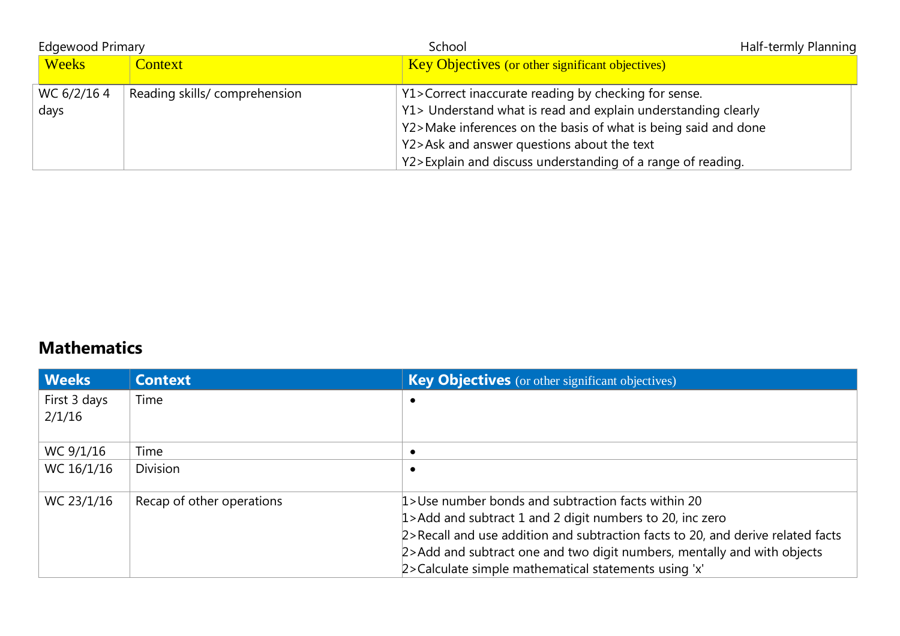Edgewood Primary School Half-termly Planning

| Weeks | Context | Key Objectives (or other significant objectives) |
|---|---|---|
| WC 6/2/16 4 days | Reading skills/ comprehension | Y1>Correct inaccurate reading by checking for sense.<br>Y1> Understand what is read and explain understanding clearly<br>Y2>Make inferences on the basis of what is being said and done<br>Y2>Ask and answer questions about the text<br>Y2>Explain and discuss understanding of a range of reading. |

## Mathematics

| Weeks | Context | Key Objectives (or other significant objectives) |
|---|---|---|
| First 3 days 2/1/16 | Time | • |
| WC 9/1/16 | Time | • |
| WC 16/1/16 | Division | • |
| WC 23/1/16 | Recap of other operations | 1>Use number bonds and subtraction facts within 20<br>1>Add and subtract 1 and 2 digit numbers to 20, inc zero<br>2>Recall and use addition and subtraction facts to 20, and derive related facts<br>2>Add and subtract one and two digit numbers, mentally and with objects<br>2>Calculate simple mathematical statements using 'x' |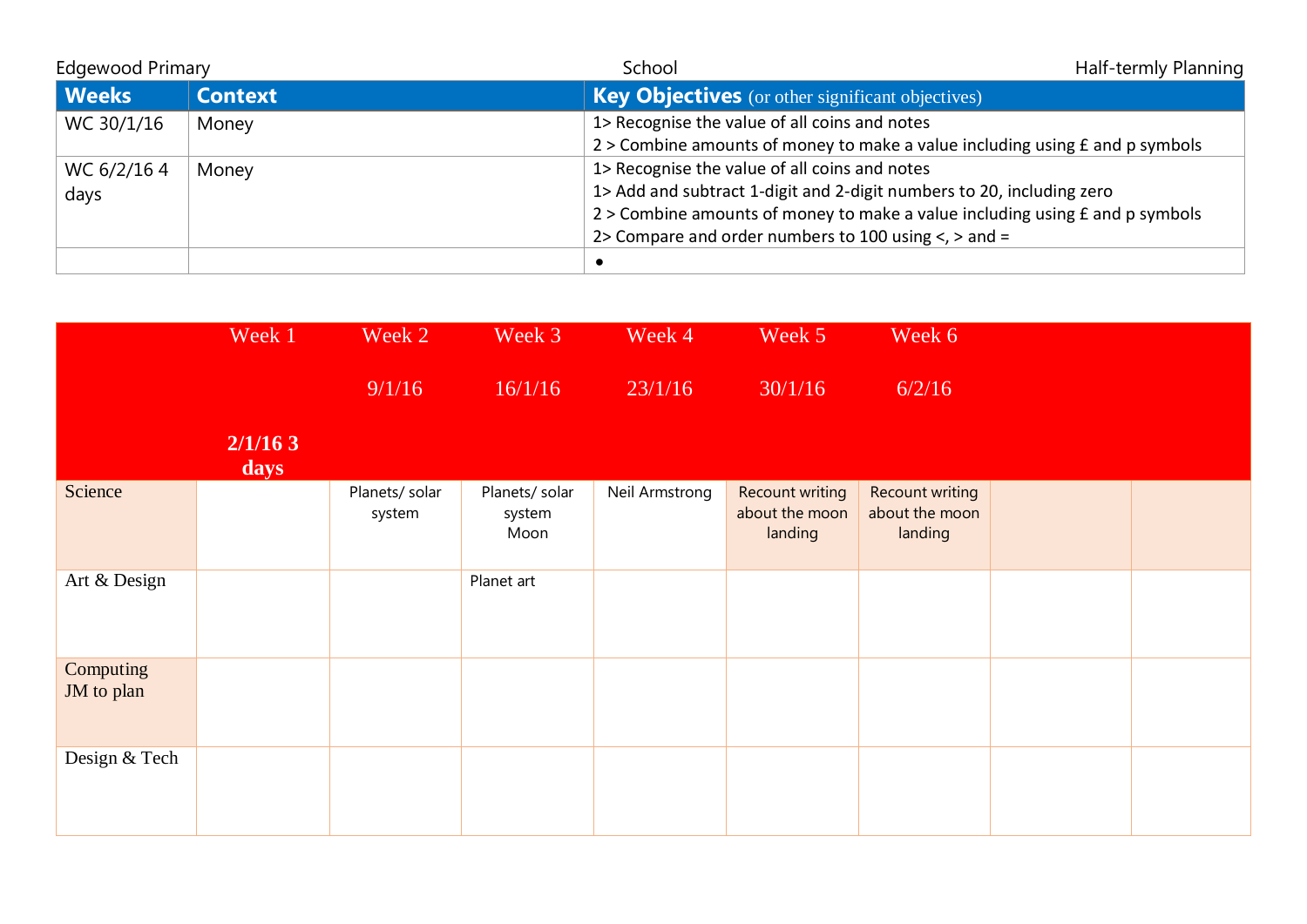Edgewood Primary School Half-termly Planning

| Weeks | Context | Key Objectives (or other significant objectives) |
|---|---|---|
| WC 30/1/16 | Money | 1> Recognise the value of all coins and notes<br>2 > Combine amounts of money to make a value including using £ and p symbols |
| WC 6/2/16 4 days | Money | 1> Recognise the value of all coins and notes<br>1> Add and subtract 1-digit and 2-digit numbers to 20, including zero<br>2 > Combine amounts of money to make a value including using £ and p symbols<br>2> Compare and order numbers to 100 using <, > and = |
| | | • |

| | Week 1<br><br>**2/1/16 3 days** | Week 2<br><br>9/1/16 | Week 3<br><br>16/1/16 | Week 4<br><br>23/1/16 | Week 5<br><br>30/1/16 | Week 6<br><br>6/2/16 | | |
|---|---|---|---|---|---|---|---|---|
| Science | | Planets/ solar system | Planets/ solar system<br>Moon | Neil Armstrong | Recount writing about the moon landing | Recount writing about the moon landing | | |
| Art & Design | | | Planet art | | | | | |
| Computing<br>JM to plan | | | | | | | | |
| Design & Tech | | | | | | | | |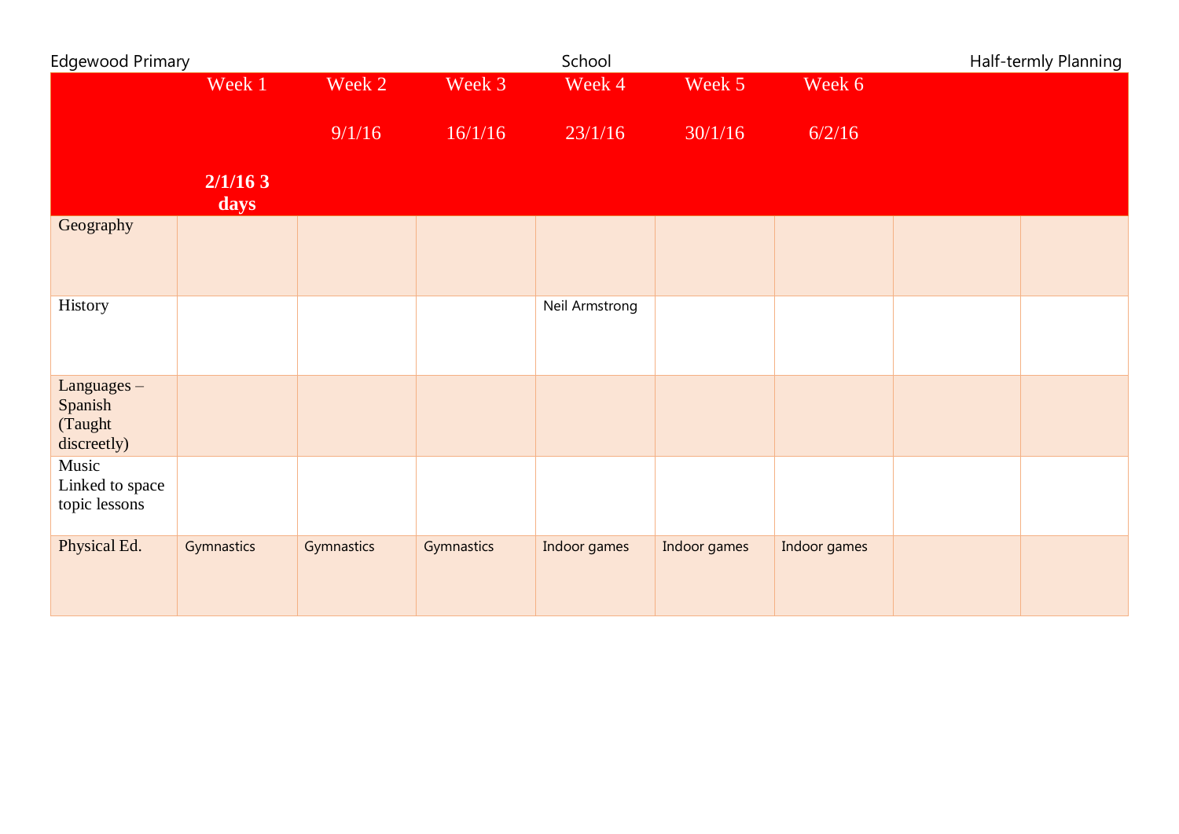Edgewood Primary School Half-termly Planning

| | Week 1<br><br>**2/1/16 3 days** | Week 2<br><br>9/1/16 | Week 3<br><br>16/1/16 | Week 4<br><br>23/1/16 | Week 5<br><br>30/1/16 | Week 6<br><br>6/2/16 | | |
|---|---|---|---|---|---|---|---|---|
| Geography | | | | | | | | |
| History | | | | Neil Armstrong | | | | |
| Languages – Spanish (Taught discreetly) | | | | | | | | |
| Music Linked to space topic lessons | | | | | | | | |
| Physical Ed. | Gymnastics | Gymnastics | Gymnastics | Indoor games | Indoor games | Indoor games | | |